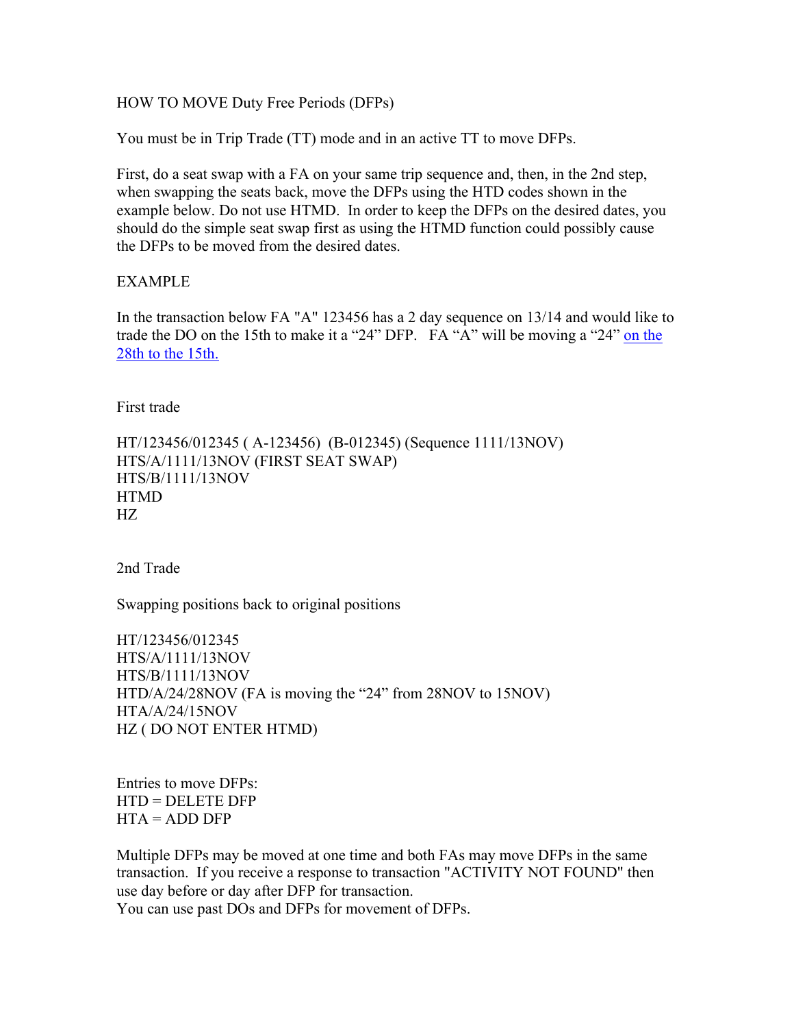# HOW TO MOVE Duty Free Periods (DFPs)

You must be in Trip Trade (TT) mode and in an active TT to move DFPs.

First, do a seat swap with a FA on your same trip sequence and, then, in the 2nd step, when swapping the seats back, move the DFPs using the HTD codes shown in the example below. Do not use HTMD. In order to keep the DFPs on the desired dates, you should do the simple seat swap first as using the HTMD function could possibly cause the DFPs to be moved from the desired dates.

## EXAMPLE

In the transaction below FA "A" 123456 has a 2 day sequence on 13/14 and would like to trade the DO on the 15th to make it a "24" DFP. FA "A" will be moving a "24" on the 28th to the 15th.

### First trade

HT/123456/012345 ( A-123456) (B-012345) (Sequence 1111/13NOV)
HTS/A/1111/13NOV (FIRST SEAT SWAP)
HTS/B/1111/13NOV
HTMD
HZ

### 2nd Trade

Swapping positions back to original positions

HT/123456/012345
HTS/A/1111/13NOV
HTS/B/1111/13NOV
HTD/A/24/28NOV (FA is moving the "24" from 28NOV to 15NOV)
HTA/A/24/15NOV
HZ ( DO NOT ENTER HTMD)

Entries to move DFPs:
HTD = DELETE DFP
HTA = ADD DFP

Multiple DFPs may be moved at one time and both FAs may move DFPs in the same transaction. If you receive a response to transaction "ACTIVITY NOT FOUND" then use day before or day after DFP for transaction.
You can use past DOs and DFPs for movement of DFPs.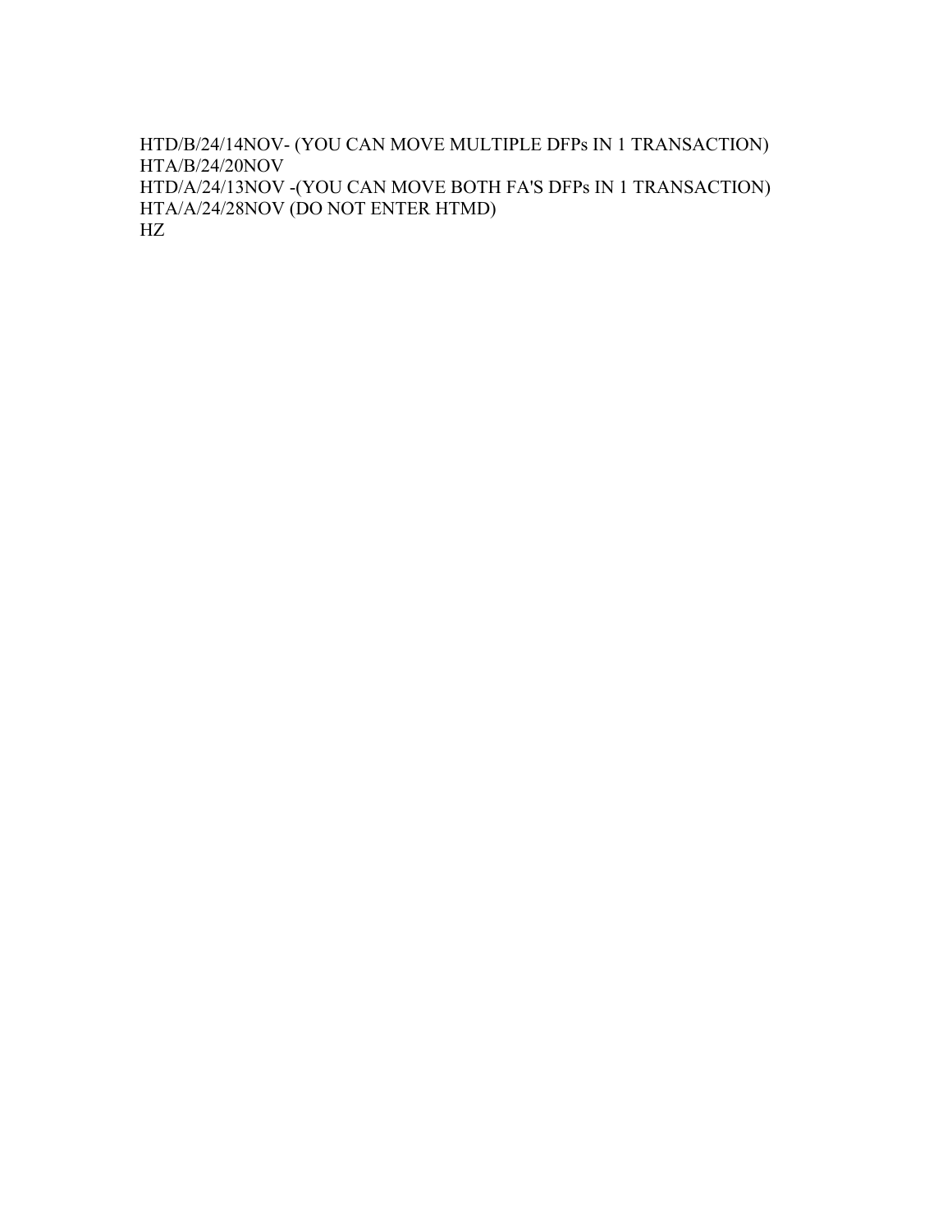HTD/B/24/14NOV- (YOU CAN MOVE MULTIPLE DFPs IN 1 TRANSACTION)
HTA/B/24/20NOV
HTD/A/24/13NOV -(YOU CAN MOVE BOTH FA'S DFPs IN 1 TRANSACTION)
HTA/A/24/28NOV (DO NOT ENTER HTMD)
HZ